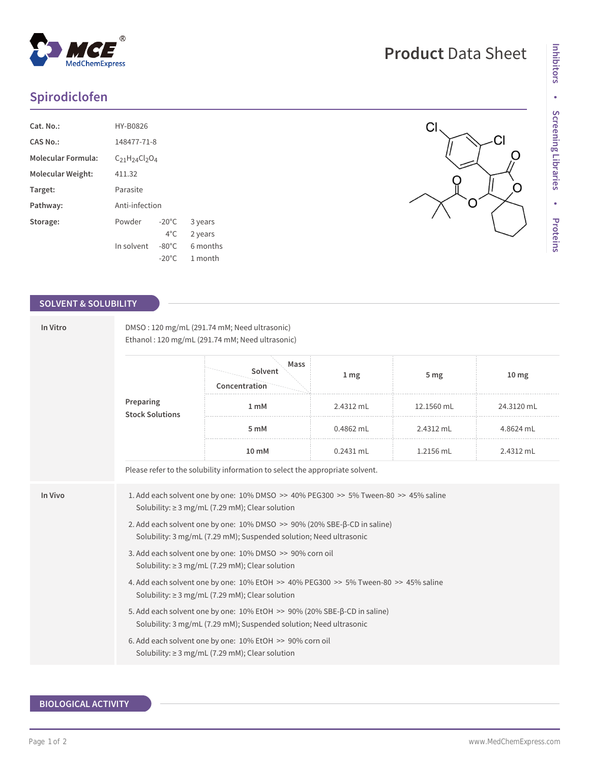# Spirodiclofen

| | | | |
|---|---|---|---|
| **Cat. No.:** | HY-B0826 | | |
| **CAS No.:** | 148477-71-8 | | |
| **Molecular Formula:** | $C_{21}H_{24}Cl_2O_4$ | | |
| **Molecular Weight:** | 411.32 | | |
| **Target:** | Parasite | | |
| **Pathway:** | Anti-infection | | |
| **Storage:** | Powder | -20°C | 3 years |
| | | 4°C | 2 years |
| | In solvent | -80°C | 6 months |
| | | -20°C | 1 month |

## SOLVENT & SOLUBILITY

**In Vitro**

DMSO : 120 mg/mL (291.74 mM; Need ultrasonic)
Ethanol : 120 mg/mL (291.74 mM; Need ultrasonic)

**Preparing Stock Solutions**

| Solvent Concentration / Mass | 1 mg | 5 mg | 10 mg |
|---|---|---|---|
| 1 mM | 2.4312 mL | 12.1560 mL | 24.3120 mL |
| 5 mM | 0.4862 mL | 2.4312 mL | 4.8624 mL |
| 10 mM | 0.2431 mL | 1.2156 mL | 2.4312 mL |

Please refer to the solubility information to select the appropriate solvent.

**In Vivo**

1. Add each solvent one by one: 10% DMSO >> 40% PEG300 >> 5% Tween-80 >> 45% saline
   Solubility: ≥ 3 mg/mL (7.29 mM); Clear solution
2. Add each solvent one by one: 10% DMSO >> 90% (20% SBE-β-CD in saline)
   Solubility: 3 mg/mL (7.29 mM); Suspended solution; Need ultrasonic
3. Add each solvent one by one: 10% DMSO >> 90% corn oil
   Solubility: ≥ 3 mg/mL (7.29 mM); Clear solution
4. Add each solvent one by one: 10% EtOH >> 40% PEG300 >> 5% Tween-80 >> 45% saline
   Solubility: ≥ 3 mg/mL (7.29 mM); Clear solution
5. Add each solvent one by one: 10% EtOH >> 90% (20% SBE-β-CD in saline)
   Solubility: 3 mg/mL (7.29 mM); Suspended solution; Need ultrasonic
6. Add each solvent one by one: 10% EtOH >> 90% corn oil
   Solubility: ≥ 3 mg/mL (7.29 mM); Clear solution

## BIOLOGICAL ACTIVITY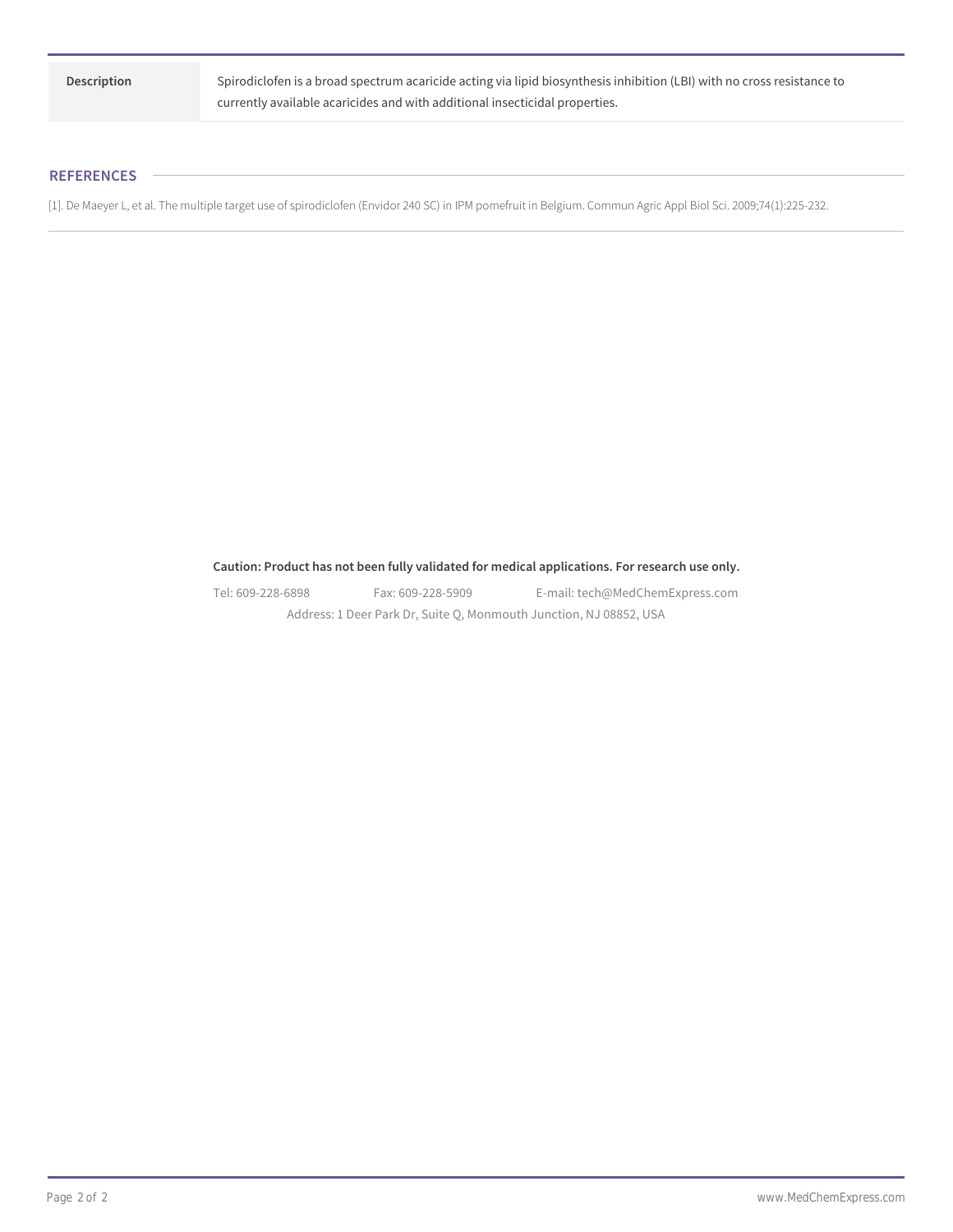| | |
|---|---|
| **Description** | Spirodiclofen is a broad spectrum acaricide acting via lipid biosynthesis inhibition (LBI) with no cross resistance to currently available acaricides and with additional insecticidal properties. |

## REFERENCES

[1]. De Maeyer L, et al. The multiple target use of spirodiclofen (Envidor 240 SC) in IPM pomefruit in Belgium. Commun Agric Appl Biol Sci. 2009;74(1):225-232.

**Caution: Product has not been fully validated for medical applications. For research use only.**

Tel: 609-228-6898 Fax: 609-228-5909 E-mail: tech@MedChemExpress.com

Address: 1 Deer Park Dr, Suite Q, Monmouth Junction, NJ 08852, USA